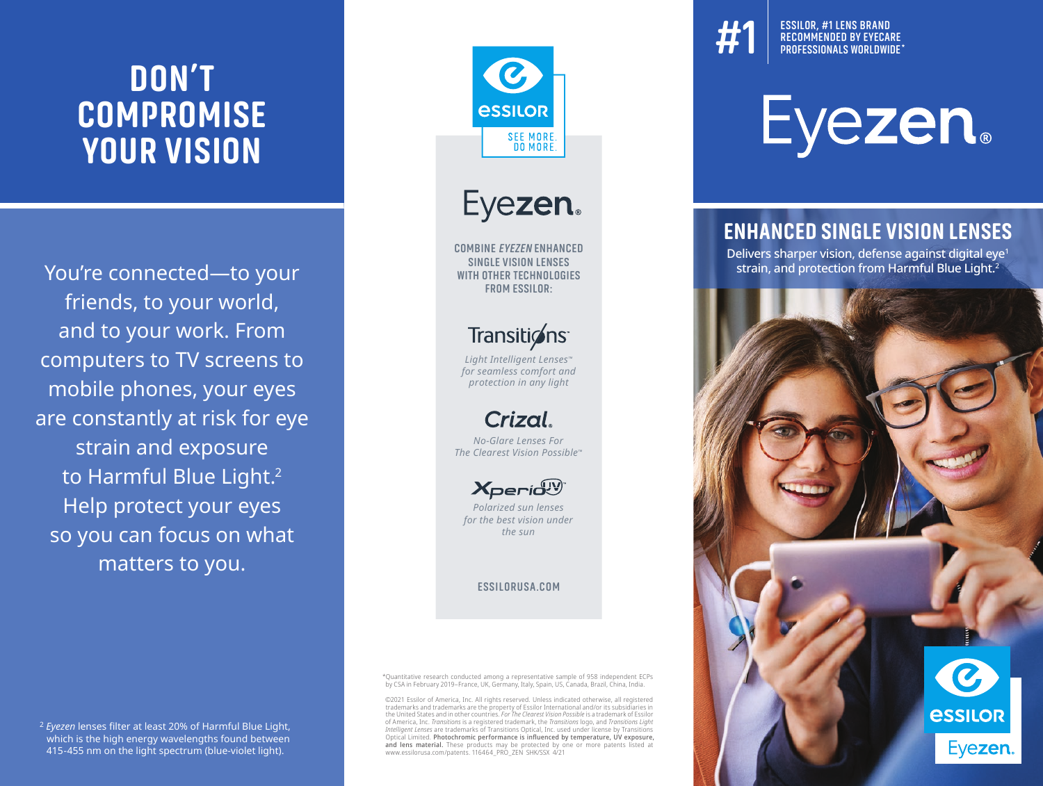# DON'T COMPROMISE YOUR VISION

You're connected—to your friends, to your world, and to your work. From computers to TV screens to mobile phones, your eyes are constantly at risk for eye strain and exposure to Harmful Blue Light.[2] Help protect your eyes so you can focus on what matters to you.

[2] *Eyezen* lenses filter at least 20% of Harmful Blue Light, which is the high energy wavelengths found between 415-455 nm on the light spectrum (blue-violet light).

ESSILOR

SEE MORE. DO MORE.

Eyezen.

COMBINE *EYEZEN* ENHANCED SINGLE VISION LENSES WITH OTHER TECHNOLOGIES FROM ESSILOR:

**Transitions**

*Light Intelligent Lenses™ for seamless comfort and protection in any light*

**Crizal.**

*No-Glare Lenses For The Clearest Vision Possible™*

**Xperio UV**

*Polarized sun lenses for the best vision under the sun*

ESSILORUSA.COM

*Quantitative research conducted among a representative sample of 958 independent ECPs by CSA in February 2019–France, UK, Germany, Italy, Spain, US, Canada, Brazil, China, India.

©2021 Essilor of America, Inc. All rights reserved. Unless indicated otherwise, all registered trademarks and trademarks are the property of Essilor International and/or its subsidiaries in the United States and in other countries. *For The Clearest Vision Possible* is a trademark of Essilor of America, Inc. *Transitions* is a registered trademark, the *Transitions* logo, and *Transitions Light Intelligent Lenses* are trademarks of Transitions Optical, Inc. used under license by Transitions Optical Limited. **Photochromic performance is influenced by temperature, UV exposure, and lens material.** These products may be protected by one or more patents listed at www.essilorusa.com/patents. 116464_PRO_ZEN SHK/SSX 4/21

**#1** ESSILOR, #1 LENS BRAND RECOMMENDED BY EYECARE PROFESSIONALS WORLDWIDE*

# Eyezen.

## ENHANCED SINGLE VISION LENSES

Delivers sharper vision, defense against digital eye[1] strain, and protection from Harmful Blue Light.[2]

ESSILOR Eyezen.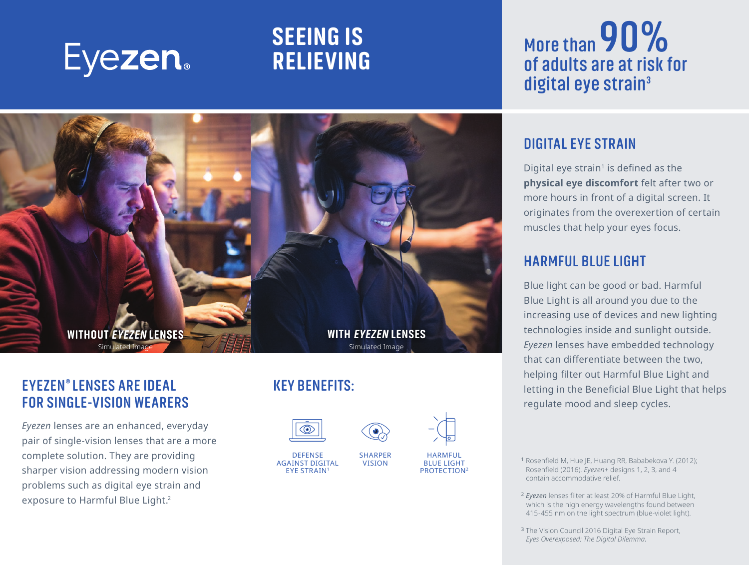# Eyezen®

## SEEING IS RELIEVING

More than **90%** of adults are at risk for digital eye strain[3]

**WITHOUT *EYEZEN* LENSES**
Simulated Image

**WITH *EYEZEN* LENSES**
Simulated Image

## EYEZEN® LENSES ARE IDEAL FOR SINGLE-VISION WEARERS

*Eyezen* lenses are an enhanced, everyday pair of single-vision lenses that are a more complete solution. They are providing sharper vision addressing modern vision problems such as digital eye strain and exposure to Harmful Blue Light.[2]

## KEY BENEFITS:

- DEFENSE AGAINST DIGITAL EYE STRAIN[1]
- SHARPER VISION
- HARMFUL BLUE LIGHT PROTECTION[2]

## DIGITAL EYE STRAIN

Digital eye strain[1] is defined as the **physical eye discomfort** felt after two or more hours in front of a digital screen. It originates from the overexertion of certain muscles that help your eyes focus.

## HARMFUL BLUE LIGHT

Blue light can be good or bad. Harmful Blue Light is all around you due to the increasing use of devices and new lighting technologies inside and sunlight outside. *Eyezen* lenses have embedded technology that can differentiate between the two, helping filter out Harmful Blue Light and letting in the Beneficial Blue Light that helps regulate mood and sleep cycles.

[1] Rosenfield M, Hue JE, Huang RR, Bababekova Y. (2012); Rosenfield (2016). *Eyezen*+ designs 1, 2, 3, and 4 contain accommodative relief.

[2] *Eyezen* lenses filter at least 20% of Harmful Blue Light, which is the high energy wavelengths found between 415-455 nm on the light spectrum (blue-violet light).

[3] The Vision Council 2016 Digital Eye Strain Report, *Eyes Overexposed: The Digital Dilemma*.